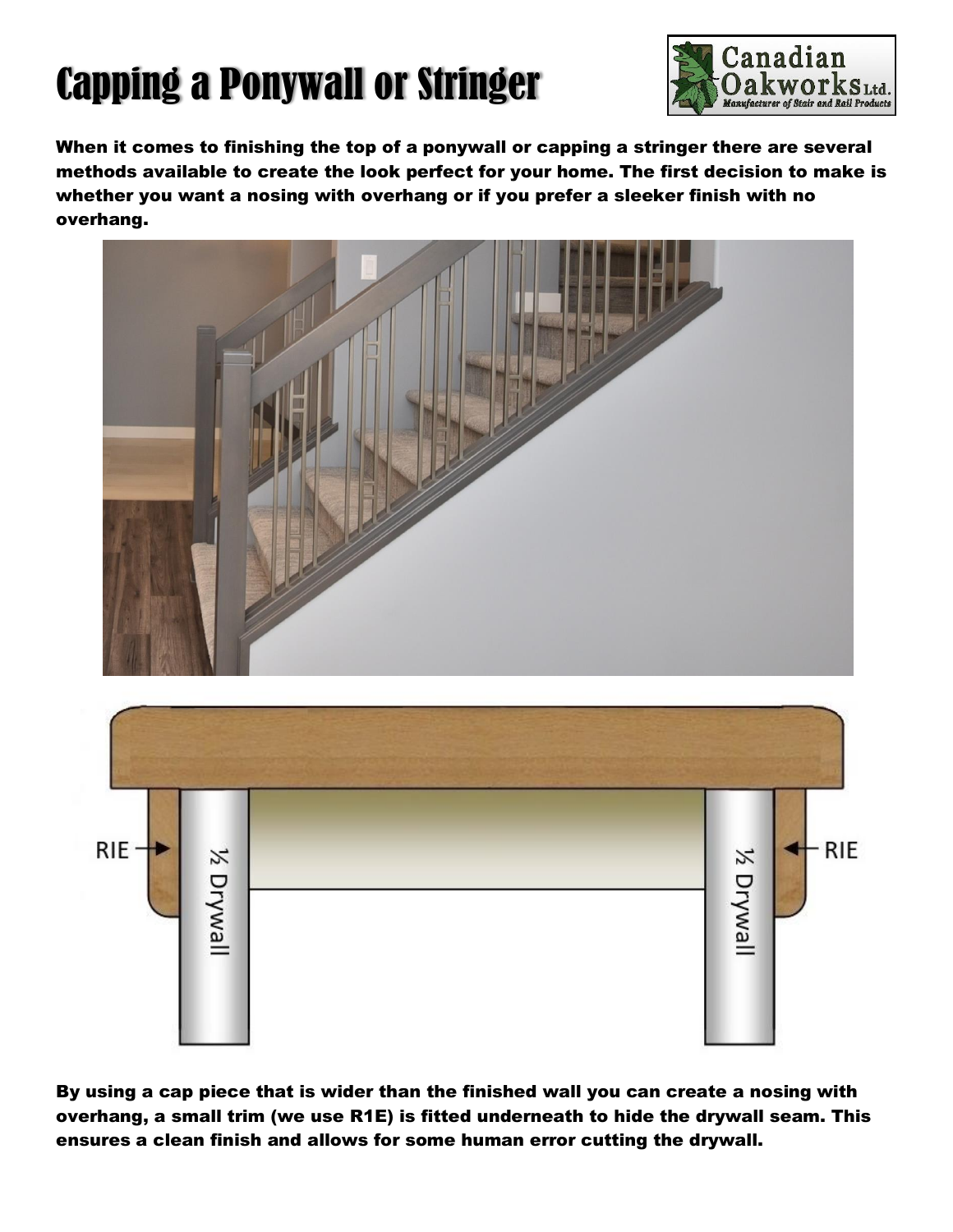# Capping a Ponywall or Stringer

**When it comes to finishing the top of a ponywall or capping a stringer there are several methods available to create the look perfect for your home. The first decision to make is whether you want a nosing with overhang or if you prefer a sleeker finish with no overhang.**

**By using a cap piece that is wider than the finished wall you can create a nosing with overhang, a small trim (we use R1E) is fitted underneath to hide the drywall seam. This ensures a clean finish and allows for some human error cutting the drywall.**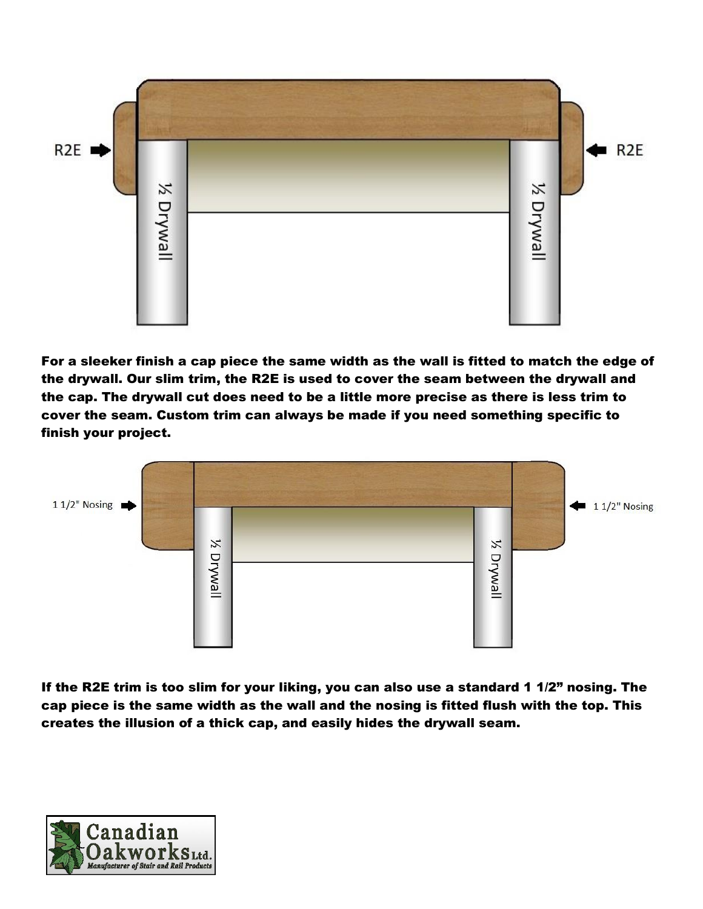For a sleeker finish a cap piece the same width as the wall is fitted to match the edge of the drywall. Our slim trim, the R2E is used to cover the seam between the drywall and the cap. The drywall cut does need to be a little more precise as there is less trim to cover the seam. Custom trim can always be made if you need something specific to finish your project.

If the R2E trim is too slim for your liking, you can also use a standard 1 1/2" nosing. The cap piece is the same width as the wall and the nosing is fitted flush with the top. This creates the illusion of a thick cap, and easily hides the drywall seam.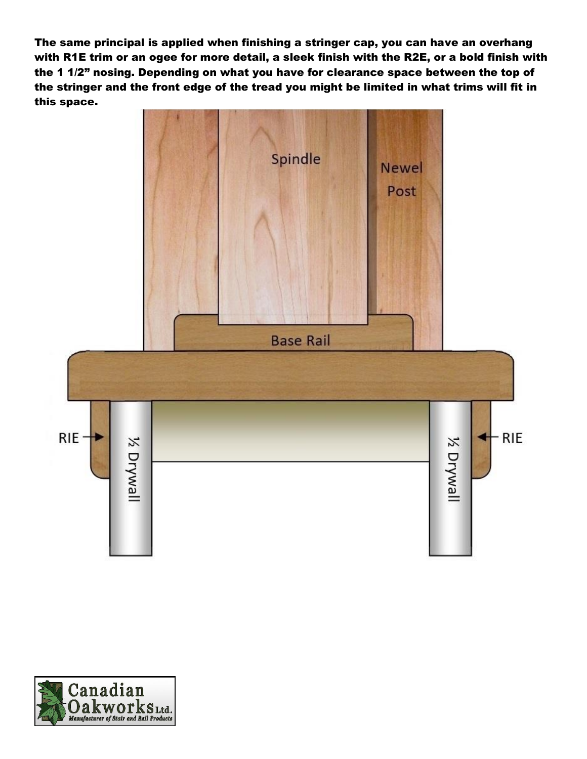**The same principal is applied when finishing a stringer cap, you can have an overhang with R1E trim or an ogee for more detail, a sleek finish with the R2E, or a bold finish with the 1 1/2" nosing. Depending on what you have for clearance space between the top of the stringer and the front edge of the tread you might be limited in what trims will fit in this space.**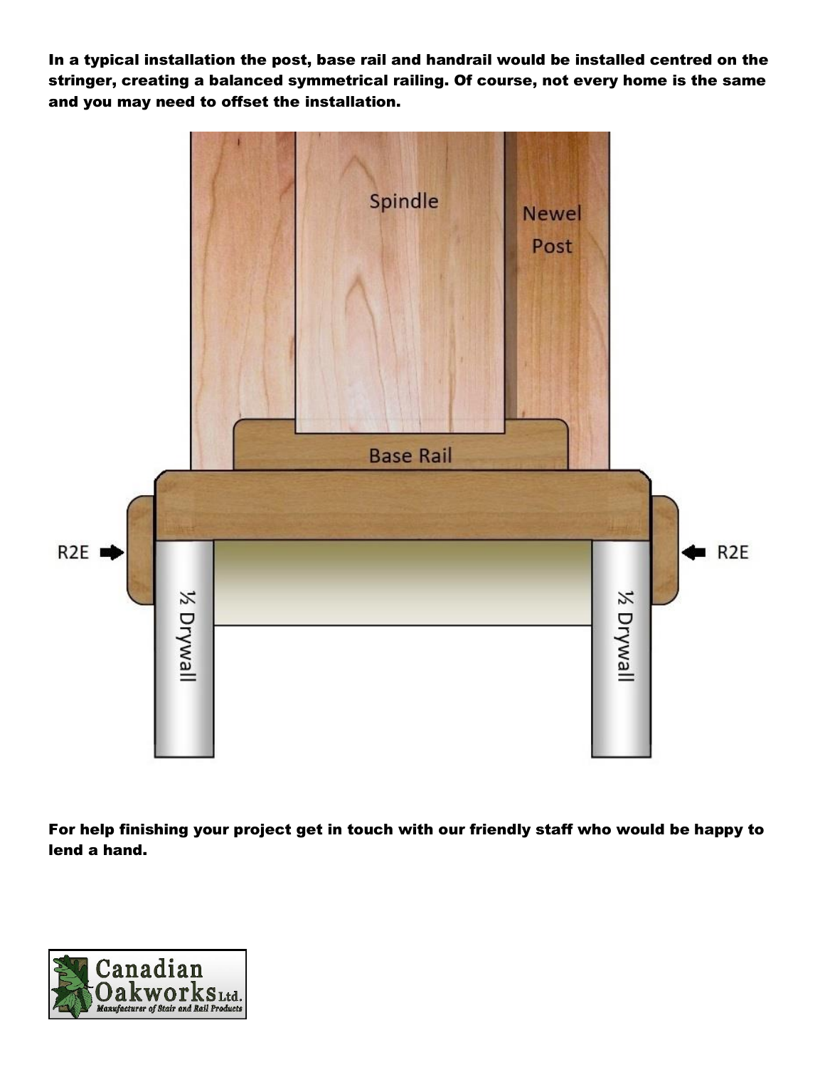**In a typical installation the post, base rail and handrail would be installed centred on the stringer, creating a balanced symmetrical railing. Of course, not every home is the same and you may need to offset the installation.**

Spindle

Newel Post

Base Rail

R2E

R2E

½ Drywall

½ Drywall

**For help finishing your project get in touch with our friendly staff who would be happy to lend a hand.**

Canadian Oakworks Ltd.
Manufacturer of Stair and Rail Products